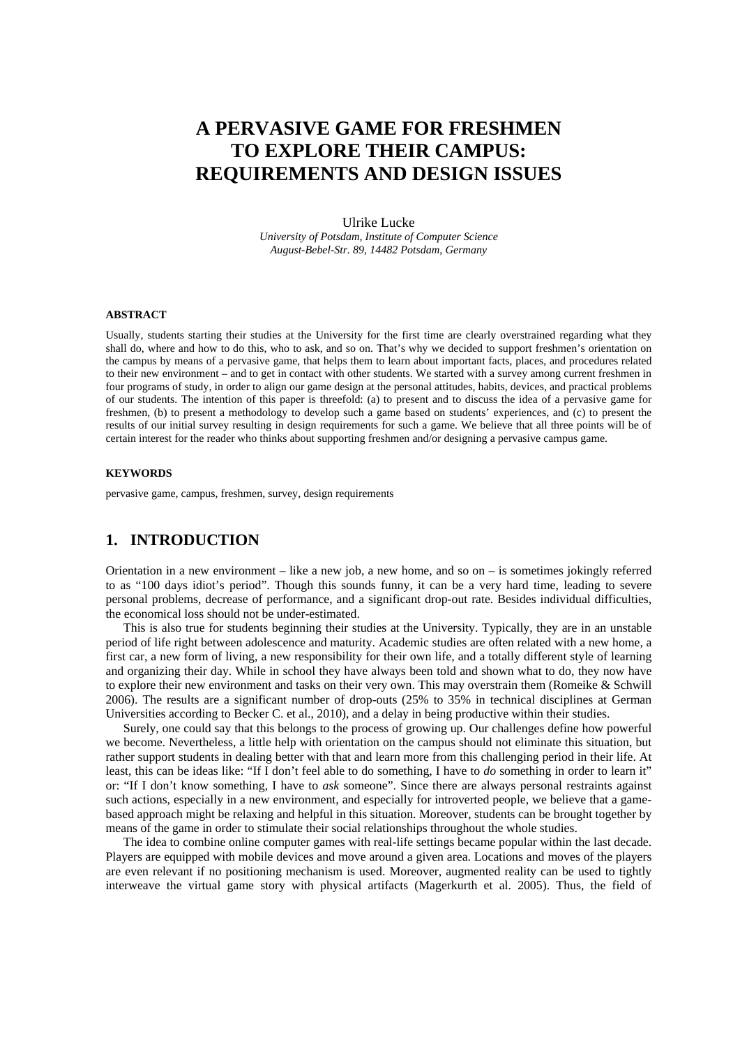# A PERVASIVE GAME FOR FRESHMEN TO EXPLORE THEIR CAMPUS: REQUIREMENTS AND DESIGN ISSUES

Ulrike Lucke

*University of Potsdam, Institute of Computer Science*
*August-Bebel-Str. 89, 14482 Potsdam, Germany*

### ABSTRACT

Usually, students starting their studies at the University for the first time are clearly overstrained regarding what they shall do, where and how to do this, who to ask, and so on. That's why we decided to support freshmen's orientation on the campus by means of a pervasive game, that helps them to learn about important facts, places, and procedures related to their new environment – and to get in contact with other students. We started with a survey among current freshmen in four programs of study, in order to align our game design at the personal attitudes, habits, devices, and practical problems of our students. The intention of this paper is threefold: (a) to present and to discuss the idea of a pervasive game for freshmen, (b) to present a methodology to develop such a game based on students' experiences, and (c) to present the results of our initial survey resulting in design requirements for such a game. We believe that all three points will be of certain interest for the reader who thinks about supporting freshmen and/or designing a pervasive campus game.

### KEYWORDS

pervasive game, campus, freshmen, survey, design requirements

## 1. INTRODUCTION

Orientation in a new environment – like a new job, a new home, and so on – is sometimes jokingly referred to as "100 days idiot's period". Though this sounds funny, it can be a very hard time, leading to severe personal problems, decrease of performance, and a significant drop-out rate. Besides individual difficulties, the economical loss should not be under-estimated.

This is also true for students beginning their studies at the University. Typically, they are in an unstable period of life right between adolescence and maturity. Academic studies are often related with a new home, a first car, a new form of living, a new responsibility for their own life, and a totally different style of learning and organizing their day. While in school they have always been told and shown what to do, they now have to explore their new environment and tasks on their very own. This may overstrain them (Romeike & Schwill 2006). The results are a significant number of drop-outs (25% to 35% in technical disciplines at German Universities according to Becker C. et al., 2010), and a delay in being productive within their studies.

Surely, one could say that this belongs to the process of growing up. Our challenges define how powerful we become. Nevertheless, a little help with orientation on the campus should not eliminate this situation, but rather support students in dealing better with that and learn more from this challenging period in their life. At least, this can be ideas like: "If I don't feel able to do something, I have to *do* something in order to learn it" or: "If I don't know something, I have to *ask* someone". Since there are always personal restraints against such actions, especially in a new environment, and especially for introverted people, we believe that a game-based approach might be relaxing and helpful in this situation. Moreover, students can be brought together by means of the game in order to stimulate their social relationships throughout the whole studies.

The idea to combine online computer games with real-life settings became popular within the last decade. Players are equipped with mobile devices and move around a given area. Locations and moves of the players are even relevant if no positioning mechanism is used. Moreover, augmented reality can be used to tightly interweave the virtual game story with physical artifacts (Magerkurth et al. 2005). Thus, the field of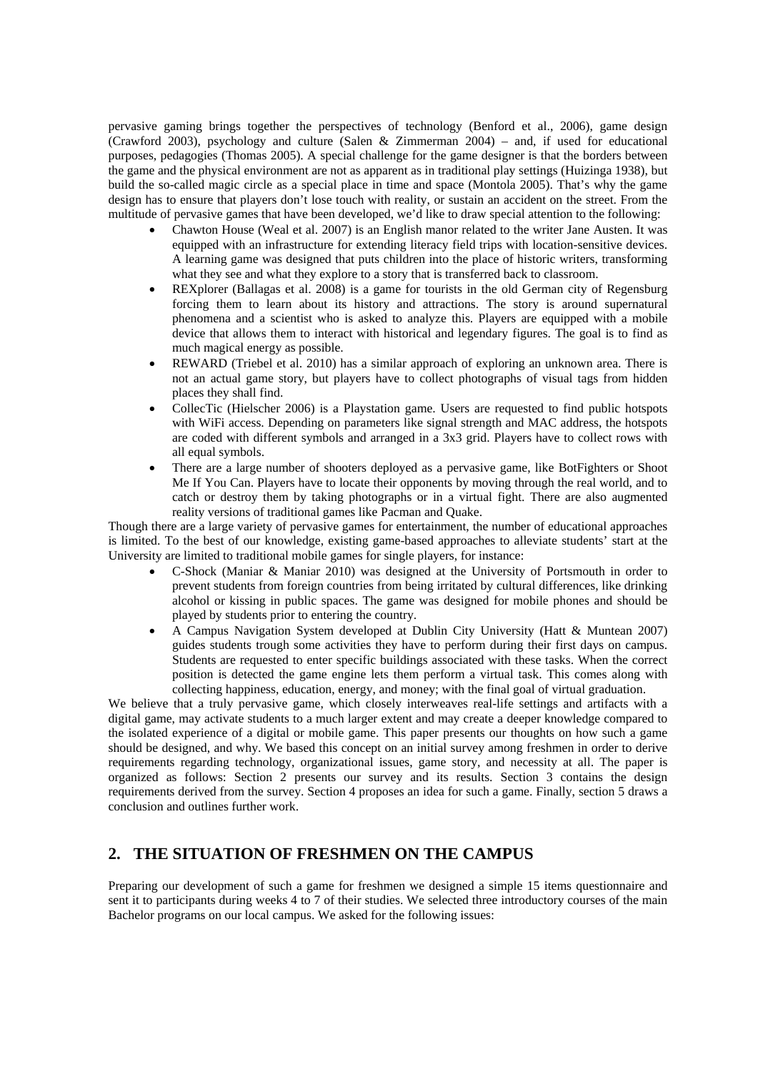pervasive gaming brings together the perspectives of technology (Benford et al., 2006), game design (Crawford 2003), psychology and culture (Salen & Zimmerman 2004) – and, if used for educational purposes, pedagogies (Thomas 2005). A special challenge for the game designer is that the borders between the game and the physical environment are not as apparent as in traditional play settings (Huizinga 1938), but build the so-called magic circle as a special place in time and space (Montola 2005). That's why the game design has to ensure that players don't lose touch with reality, or sustain an accident on the street. From the multitude of pervasive games that have been developed, we'd like to draw special attention to the following:

- Chawton House (Weal et al. 2007) is an English manor related to the writer Jane Austen. It was equipped with an infrastructure for extending literacy field trips with location-sensitive devices. A learning game was designed that puts children into the place of historic writers, transforming what they see and what they explore to a story that is transferred back to classroom.
- REXplorer (Ballagas et al. 2008) is a game for tourists in the old German city of Regensburg forcing them to learn about its history and attractions. The story is around supernatural phenomena and a scientist who is asked to analyze this. Players are equipped with a mobile device that allows them to interact with historical and legendary figures. The goal is to find as much magical energy as possible.
- REWARD (Triebel et al. 2010) has a similar approach of exploring an unknown area. There is not an actual game story, but players have to collect photographs of visual tags from hidden places they shall find.
- CollecTic (Hielscher 2006) is a Playstation game. Users are requested to find public hotspots with WiFi access. Depending on parameters like signal strength and MAC address, the hotspots are coded with different symbols and arranged in a 3x3 grid. Players have to collect rows with all equal symbols.
- There are a large number of shooters deployed as a pervasive game, like BotFighters or Shoot Me If You Can. Players have to locate their opponents by moving through the real world, and to catch or destroy them by taking photographs or in a virtual fight. There are also augmented reality versions of traditional games like Pacman and Quake.

Though there are a large variety of pervasive games for entertainment, the number of educational approaches is limited. To the best of our knowledge, existing game-based approaches to alleviate students' start at the University are limited to traditional mobile games for single players, for instance:

- C-Shock (Maniar & Maniar 2010) was designed at the University of Portsmouth in order to prevent students from foreign countries from being irritated by cultural differences, like drinking alcohol or kissing in public spaces. The game was designed for mobile phones and should be played by students prior to entering the country.
- A Campus Navigation System developed at Dublin City University (Hatt & Muntean 2007) guides students trough some activities they have to perform during their first days on campus. Students are requested to enter specific buildings associated with these tasks. When the correct position is detected the game engine lets them perform a virtual task. This comes along with collecting happiness, education, energy, and money; with the final goal of virtual graduation.

We believe that a truly pervasive game, which closely interweaves real-life settings and artifacts with a digital game, may activate students to a much larger extent and may create a deeper knowledge compared to the isolated experience of a digital or mobile game. This paper presents our thoughts on how such a game should be designed, and why. We based this concept on an initial survey among freshmen in order to derive requirements regarding technology, organizational issues, game story, and necessity at all. The paper is organized as follows: Section 2 presents our survey and its results. Section 3 contains the design requirements derived from the survey. Section 4 proposes an idea for such a game. Finally, section 5 draws a conclusion and outlines further work.

## 2. THE SITUATION OF FRESHMEN ON THE CAMPUS

Preparing our development of such a game for freshmen we designed a simple 15 items questionnaire and sent it to participants during weeks 4 to 7 of their studies. We selected three introductory courses of the main Bachelor programs on our local campus. We asked for the following issues: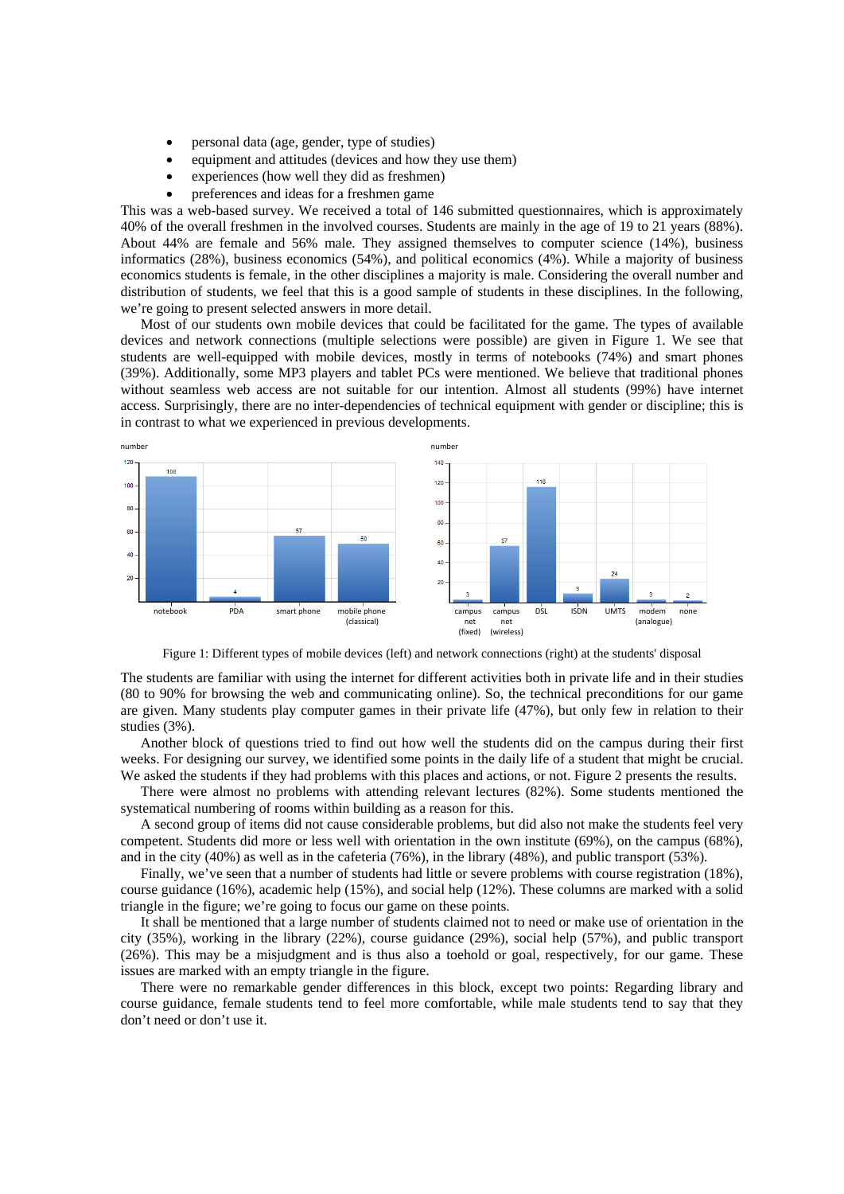- personal data (age, gender, type of studies)
- equipment and attitudes (devices and how they use them)
- experiences (how well they did as freshmen)
- preferences and ideas for a freshmen game

This was a web-based survey. We received a total of 146 submitted questionnaires, which is approximately 40% of the overall freshmen in the involved courses. Students are mainly in the age of 19 to 21 years (88%). About 44% are female and 56% male. They assigned themselves to computer science (14%), business informatics (28%), business economics (54%), and political economics (4%). While a majority of business economics students is female, in the other disciplines a majority is male. Considering the overall number and distribution of students, we feel that this is a good sample of students in these disciplines. In the following, we're going to present selected answers in more detail.

Most of our students own mobile devices that could be facilitated for the game. The types of available devices and network connections (multiple selections were possible) are given in Figure 1. We see that students are well-equipped with mobile devices, mostly in terms of notebooks (74%) and smart phones (39%). Additionally, some MP3 players and tablet PCs were mentioned. We believe that traditional phones without seamless web access are not suitable for our intention. Almost all students (99%) have internet access. Surprisingly, there are no inter-dependencies of technical equipment with gender or discipline; this is in contrast to what we experienced in previous developments.

Figure 1: Different types of mobile devices (left) and network connections (right) at the students' disposal

The students are familiar with using the internet for different activities both in private life and in their studies (80 to 90% for browsing the web and communicating online). So, the technical preconditions for our game are given. Many students play computer games in their private life (47%), but only few in relation to their studies (3%).

Another block of questions tried to find out how well the students did on the campus during their first weeks. For designing our survey, we identified some points in the daily life of a student that might be crucial. We asked the students if they had problems with this places and actions, or not. Figure 2 presents the results.

There were almost no problems with attending relevant lectures (82%). Some students mentioned the systematical numbering of rooms within building as a reason for this.

A second group of items did not cause considerable problems, but did also not make the students feel very competent. Students did more or less well with orientation in the own institute (69%), on the campus (68%), and in the city (40%) as well as in the cafeteria (76%), in the library (48%), and public transport (53%).

Finally, we've seen that a number of students had little or severe problems with course registration (18%), course guidance (16%), academic help (15%), and social help (12%). These columns are marked with a solid triangle in the figure; we're going to focus our game on these points.

It shall be mentioned that a large number of students claimed not to need or make use of orientation in the city (35%), working in the library (22%), course guidance (29%), social help (57%), and public transport (26%). This may be a misjudgment and is thus also a toehold or goal, respectively, for our game. These issues are marked with an empty triangle in the figure.

There were no remarkable gender differences in this block, except two points: Regarding library and course guidance, female students tend to feel more comfortable, while male students tend to say that they don't need or don't use it.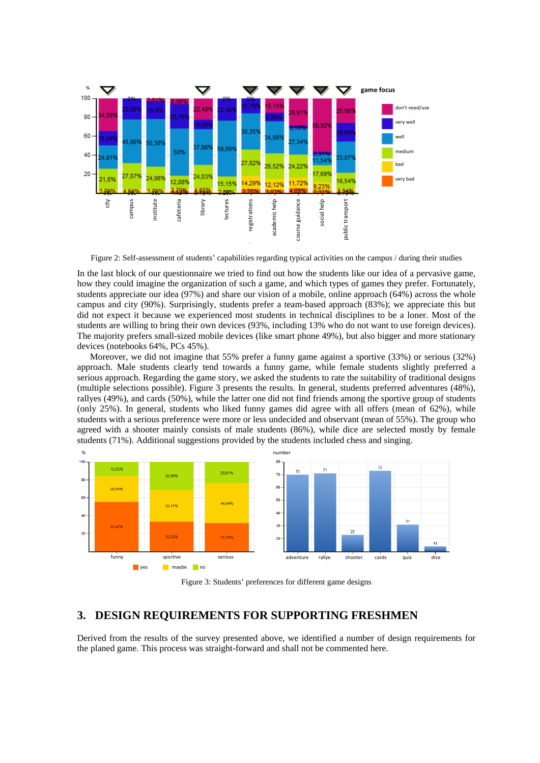Figure 2: Self-assessment of students' capabilities regarding typical activities on the campus / during their studies

In the last block of our questionnaire we tried to find out how the students like our idea of a pervasive game, how they could imagine the organization of such a game, and which types of games they prefer. Fortunately, students appreciate our idea (97%) and share our vision of a mobile, online approach (64%) across the whole campus and city (90%). Surprisingly, students prefer a team-based approach (83%); we appreciate this but did not expect it because we experienced most students in technical disciplines to be a loner. Most of the students are willing to bring their own devices (93%, including 13% who do not want to use foreign devices). The majority prefers small-sized mobile devices (like smart phone 49%), but also bigger and more stationary devices (notebooks 64%, PCs 45%).

Moreover, we did not imagine that 55% prefer a funny game against a sportive (33%) or serious (32%) approach. Male students clearly tend towards a funny game, while female students slightly preferred a serious approach. Regarding the game story, we asked the students to rate the suitability of traditional designs (multiple selections possible). Figure 3 presents the results. In general, students preferred adventures (48%), rallyes (49%), and cards (50%), while the latter one did not find friends among the sportive group of students (only 25%). In general, students who liked funny games did agree with all offers (mean of 62%), while students with a serious preference were more or less undecided and observant (mean of 55%). The group who agreed with a shooter mainly consists of male students (86%), while dice are selected mostly by female students (71%). Additional suggestions provided by the students included chess and singing.

Figure 3: Students' preferences for different game designs

## 3. DESIGN REQUIREMENTS FOR SUPPORTING FRESHMEN

Derived from the results of the survey presented above, we identified a number of design requirements for the planed game. This process was straight-forward and shall not be commented here.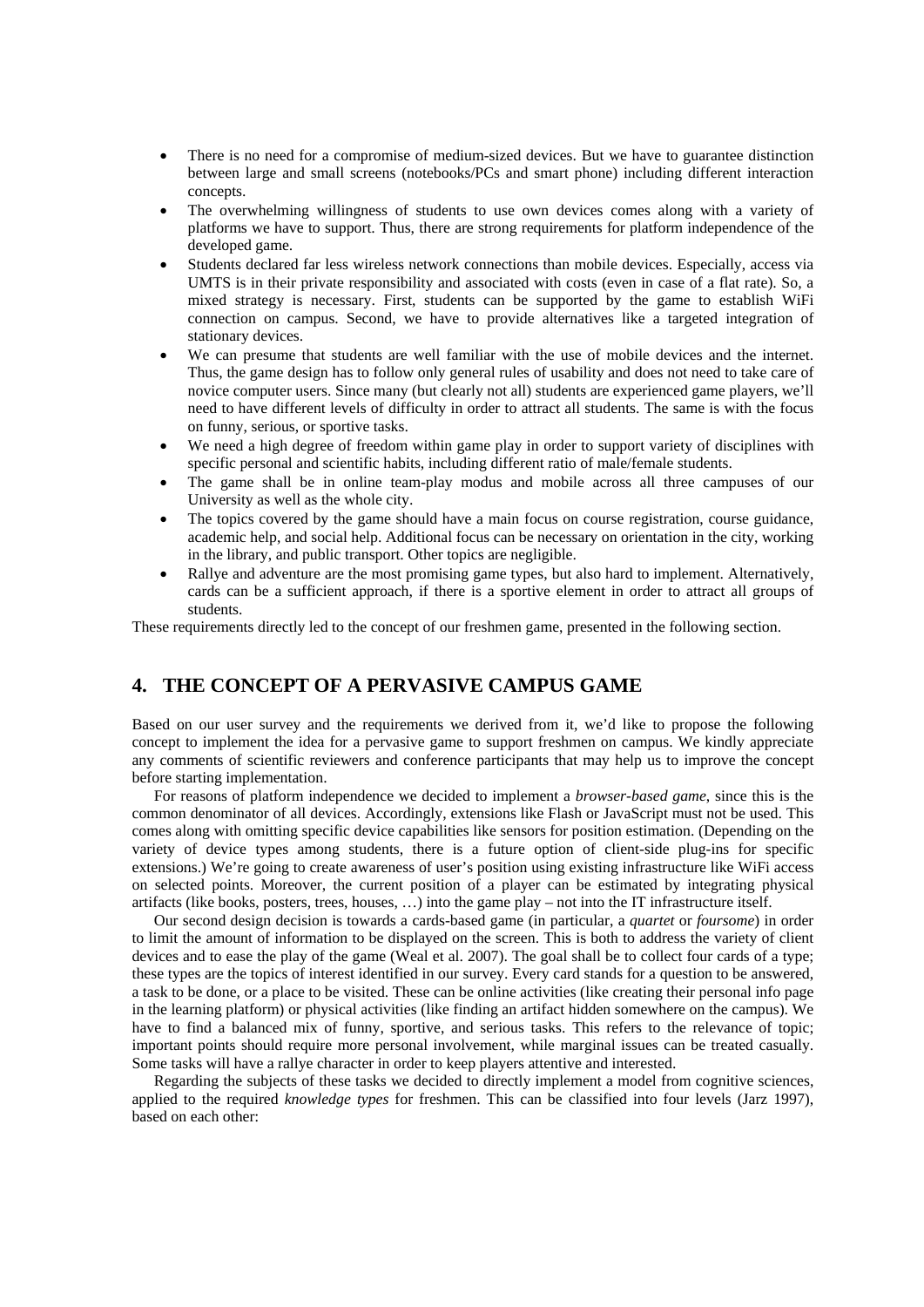- There is no need for a compromise of medium-sized devices. But we have to guarantee distinction between large and small screens (notebooks/PCs and smart phone) including different interaction concepts.
- The overwhelming willingness of students to use own devices comes along with a variety of platforms we have to support. Thus, there are strong requirements for platform independence of the developed game.
- Students declared far less wireless network connections than mobile devices. Especially, access via UMTS is in their private responsibility and associated with costs (even in case of a flat rate). So, a mixed strategy is necessary. First, students can be supported by the game to establish WiFi connection on campus. Second, we have to provide alternatives like a targeted integration of stationary devices.
- We can presume that students are well familiar with the use of mobile devices and the internet. Thus, the game design has to follow only general rules of usability and does not need to take care of novice computer users. Since many (but clearly not all) students are experienced game players, we'll need to have different levels of difficulty in order to attract all students. The same is with the focus on funny, serious, or sportive tasks.
- We need a high degree of freedom within game play in order to support variety of disciplines with specific personal and scientific habits, including different ratio of male/female students.
- The game shall be in online team-play modus and mobile across all three campuses of our University as well as the whole city.
- The topics covered by the game should have a main focus on course registration, course guidance, academic help, and social help. Additional focus can be necessary on orientation in the city, working in the library, and public transport. Other topics are negligible.
- Rallye and adventure are the most promising game types, but also hard to implement. Alternatively, cards can be a sufficient approach, if there is a sportive element in order to attract all groups of students.

These requirements directly led to the concept of our freshmen game, presented in the following section.

## 4. THE CONCEPT OF A PERVASIVE CAMPUS GAME

Based on our user survey and the requirements we derived from it, we'd like to propose the following concept to implement the idea for a pervasive game to support freshmen on campus. We kindly appreciate any comments of scientific reviewers and conference participants that may help us to improve the concept before starting implementation.

For reasons of platform independence we decided to implement a *browser-based game*, since this is the common denominator of all devices. Accordingly, extensions like Flash or JavaScript must not be used. This comes along with omitting specific device capabilities like sensors for position estimation. (Depending on the variety of device types among students, there is a future option of client-side plug-ins for specific extensions.) We're going to create awareness of user's position using existing infrastructure like WiFi access on selected points. Moreover, the current position of a player can be estimated by integrating physical artifacts (like books, posters, trees, houses, …) into the game play – not into the IT infrastructure itself.

Our second design decision is towards a cards-based game (in particular, a *quartet* or *foursome*) in order to limit the amount of information to be displayed on the screen. This is both to address the variety of client devices and to ease the play of the game (Weal et al. 2007). The goal shall be to collect four cards of a type; these types are the topics of interest identified in our survey. Every card stands for a question to be answered, a task to be done, or a place to be visited. These can be online activities (like creating their personal info page in the learning platform) or physical activities (like finding an artifact hidden somewhere on the campus). We have to find a balanced mix of funny, sportive, and serious tasks. This refers to the relevance of topic; important points should require more personal involvement, while marginal issues can be treated casually. Some tasks will have a rallye character in order to keep players attentive and interested.

Regarding the subjects of these tasks we decided to directly implement a model from cognitive sciences, applied to the required *knowledge types* for freshmen. This can be classified into four levels (Jarz 1997), based on each other: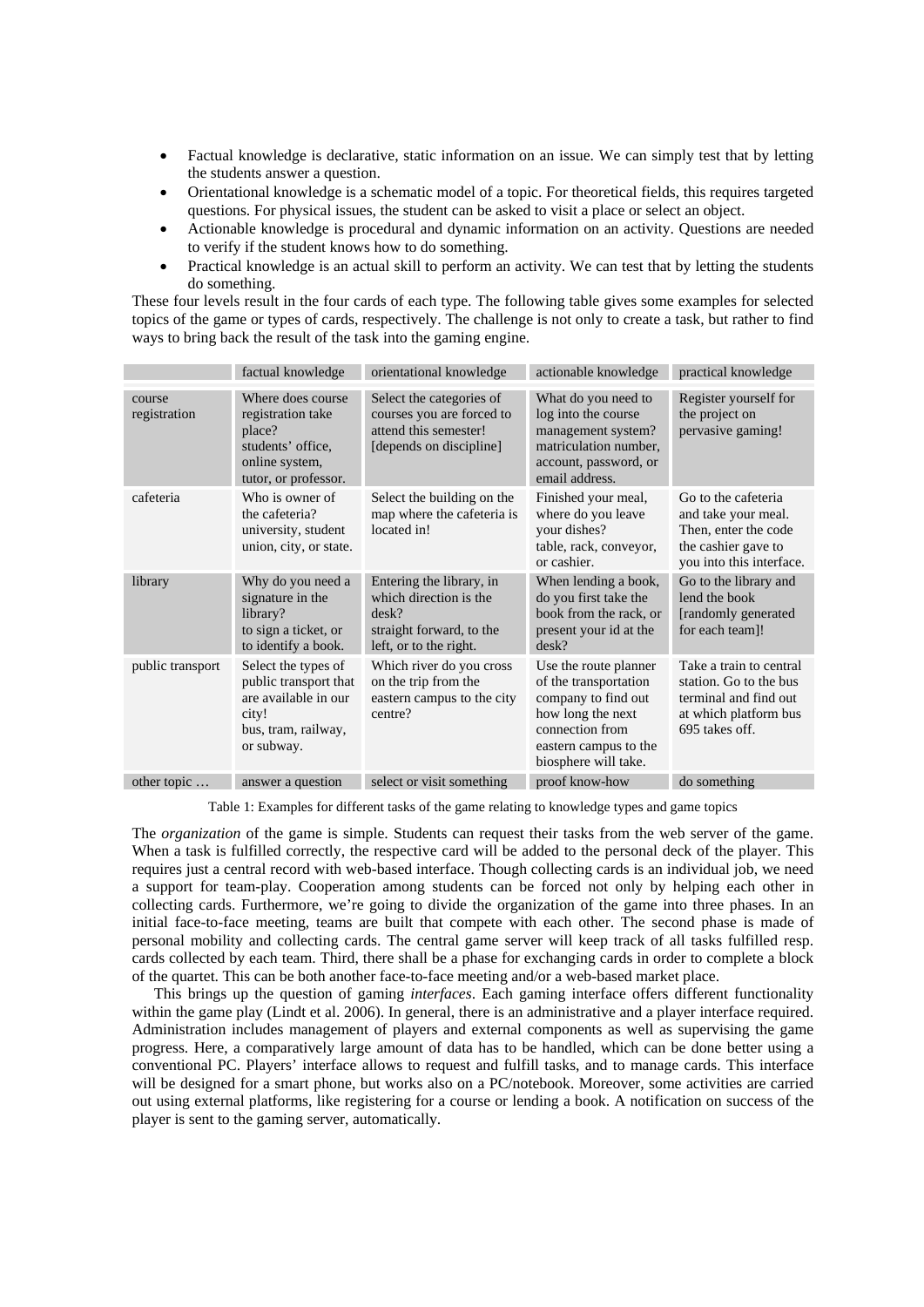- Factual knowledge is declarative, static information on an issue. We can simply test that by letting the students answer a question.
- Orientational knowledge is a schematic model of a topic. For theoretical fields, this requires targeted questions. For physical issues, the student can be asked to visit a place or select an object.
- Actionable knowledge is procedural and dynamic information on an activity. Questions are needed to verify if the student knows how to do something.
- Practical knowledge is an actual skill to perform an activity. We can test that by letting the students do something.

These four levels result in the four cards of each type. The following table gives some examples for selected topics of the game or types of cards, respectively. The challenge is not only to create a task, but rather to find ways to bring back the result of the task into the gaming engine.

| | factual knowledge | orientational knowledge | actionable knowledge | practical knowledge |
|---|---|---|---|---|
| course registration | Where does course registration take place? students' office, online system, tutor, or professor. | Select the categories of courses you are forced to attend this semester! [depends on discipline] | What do you need to log into the course management system? matriculation number, account, password, or email address. | Register yourself for the project on pervasive gaming! |
| cafeteria | Who is owner of the cafeteria? university, student union, city, or state. | Select the building on the map where the cafeteria is located in! | Finished your meal, where do you leave your dishes? table, rack, conveyor, or cashier. | Go to the cafeteria and take your meal. Then, enter the code the cashier gave to you into this interface. |
| library | Why do you need a signature in the library? to sign a ticket, or to identify a book. | Entering the library, in which direction is the desk? straight forward, to the left, or to the right. | When lending a book, do you first take the book from the rack, or present your id at the desk? | Go to the library and lend the book [randomly generated for each team]! |
| public transport | Select the types of public transport that are available in our city! bus, tram, railway, or subway. | Which river do you cross on the trip from the eastern campus to the city centre? | Use the route planner of the transportation company to find out how long the next connection from eastern campus to the biosphere will take. | Take a train to central station. Go to the bus terminal and find out at which platform bus 695 takes off. |
| other topic … | answer a question | select or visit something | proof know-how | do something |

Table 1: Examples for different tasks of the game relating to knowledge types and game topics

The *organization* of the game is simple. Students can request their tasks from the web server of the game. When a task is fulfilled correctly, the respective card will be added to the personal deck of the player. This requires just a central record with web-based interface. Though collecting cards is an individual job, we need a support for team-play. Cooperation among students can be forced not only by helping each other in collecting cards. Furthermore, we're going to divide the organization of the game into three phases. In an initial face-to-face meeting, teams are built that compete with each other. The second phase is made of personal mobility and collecting cards. The central game server will keep track of all tasks fulfilled resp. cards collected by each team. Third, there shall be a phase for exchanging cards in order to complete a block of the quartet. This can be both another face-to-face meeting and/or a web-based market place.

This brings up the question of gaming *interfaces*. Each gaming interface offers different functionality within the game play (Lindt et al. 2006). In general, there is an administrative and a player interface required. Administration includes management of players and external components as well as supervising the game progress. Here, a comparatively large amount of data has to be handled, which can be done better using a conventional PC. Players' interface allows to request and fulfill tasks, and to manage cards. This interface will be designed for a smart phone, but works also on a PC/notebook. Moreover, some activities are carried out using external platforms, like registering for a course or lending a book. A notification on success of the player is sent to the gaming server, automatically.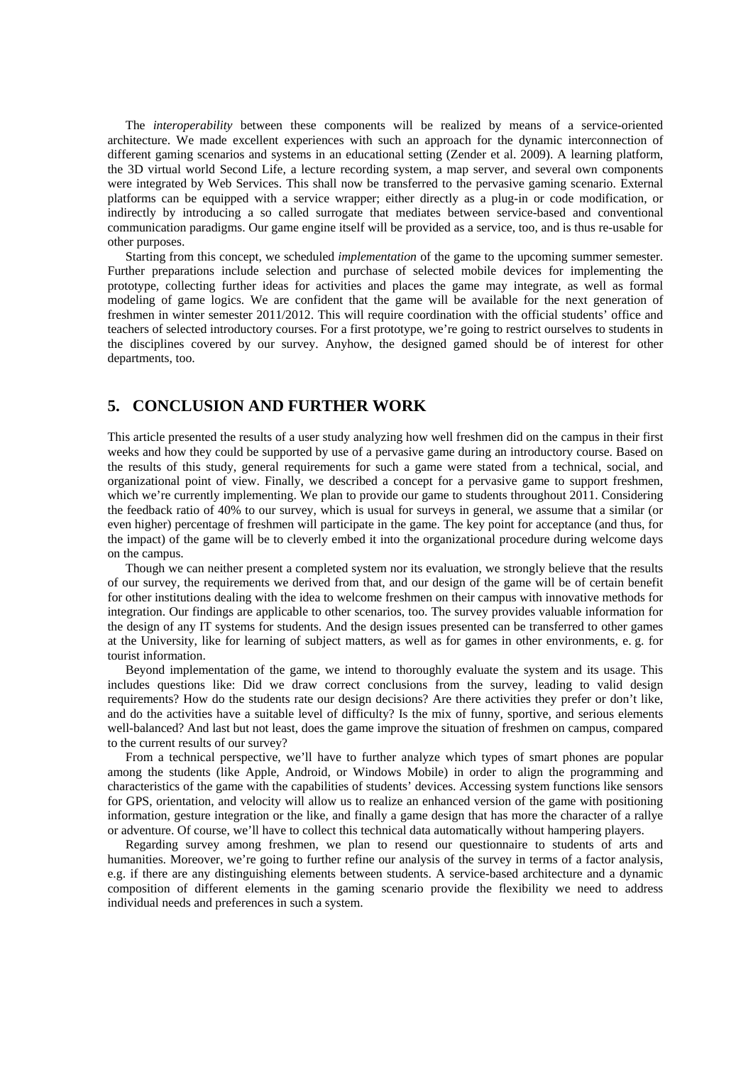The *interoperability* between these components will be realized by means of a service-oriented architecture. We made excellent experiences with such an approach for the dynamic interconnection of different gaming scenarios and systems in an educational setting (Zender et al. 2009). A learning platform, the 3D virtual world Second Life, a lecture recording system, a map server, and several own components were integrated by Web Services. This shall now be transferred to the pervasive gaming scenario. External platforms can be equipped with a service wrapper; either directly as a plug-in or code modification, or indirectly by introducing a so called surrogate that mediates between service-based and conventional communication paradigms. Our game engine itself will be provided as a service, too, and is thus re-usable for other purposes.

Starting from this concept, we scheduled *implementation* of the game to the upcoming summer semester. Further preparations include selection and purchase of selected mobile devices for implementing the prototype, collecting further ideas for activities and places the game may integrate, as well as formal modeling of game logics. We are confident that the game will be available for the next generation of freshmen in winter semester 2011/2012. This will require coordination with the official students' office and teachers of selected introductory courses. For a first prototype, we're going to restrict ourselves to students in the disciplines covered by our survey. Anyhow, the designed gamed should be of interest for other departments, too.

## 5. CONCLUSION AND FURTHER WORK

This article presented the results of a user study analyzing how well freshmen did on the campus in their first weeks and how they could be supported by use of a pervasive game during an introductory course. Based on the results of this study, general requirements for such a game were stated from a technical, social, and organizational point of view. Finally, we described a concept for a pervasive game to support freshmen, which we're currently implementing. We plan to provide our game to students throughout 2011. Considering the feedback ratio of 40% to our survey, which is usual for surveys in general, we assume that a similar (or even higher) percentage of freshmen will participate in the game. The key point for acceptance (and thus, for the impact) of the game will be to cleverly embed it into the organizational procedure during welcome days on the campus.

Though we can neither present a completed system nor its evaluation, we strongly believe that the results of our survey, the requirements we derived from that, and our design of the game will be of certain benefit for other institutions dealing with the idea to welcome freshmen on their campus with innovative methods for integration. Our findings are applicable to other scenarios, too. The survey provides valuable information for the design of any IT systems for students. And the design issues presented can be transferred to other games at the University, like for learning of subject matters, as well as for games in other environments, e. g. for tourist information.

Beyond implementation of the game, we intend to thoroughly evaluate the system and its usage. This includes questions like: Did we draw correct conclusions from the survey, leading to valid design requirements? How do the students rate our design decisions? Are there activities they prefer or don't like, and do the activities have a suitable level of difficulty? Is the mix of funny, sportive, and serious elements well-balanced? And last but not least, does the game improve the situation of freshmen on campus, compared to the current results of our survey?

From a technical perspective, we'll have to further analyze which types of smart phones are popular among the students (like Apple, Android, or Windows Mobile) in order to align the programming and characteristics of the game with the capabilities of students' devices. Accessing system functions like sensors for GPS, orientation, and velocity will allow us to realize an enhanced version of the game with positioning information, gesture integration or the like, and finally a game design that has more the character of a rallye or adventure. Of course, we'll have to collect this technical data automatically without hampering players.

Regarding survey among freshmen, we plan to resend our questionnaire to students of arts and humanities. Moreover, we're going to further refine our analysis of the survey in terms of a factor analysis, e.g. if there are any distinguishing elements between students. A service-based architecture and a dynamic composition of different elements in the gaming scenario provide the flexibility we need to address individual needs and preferences in such a system.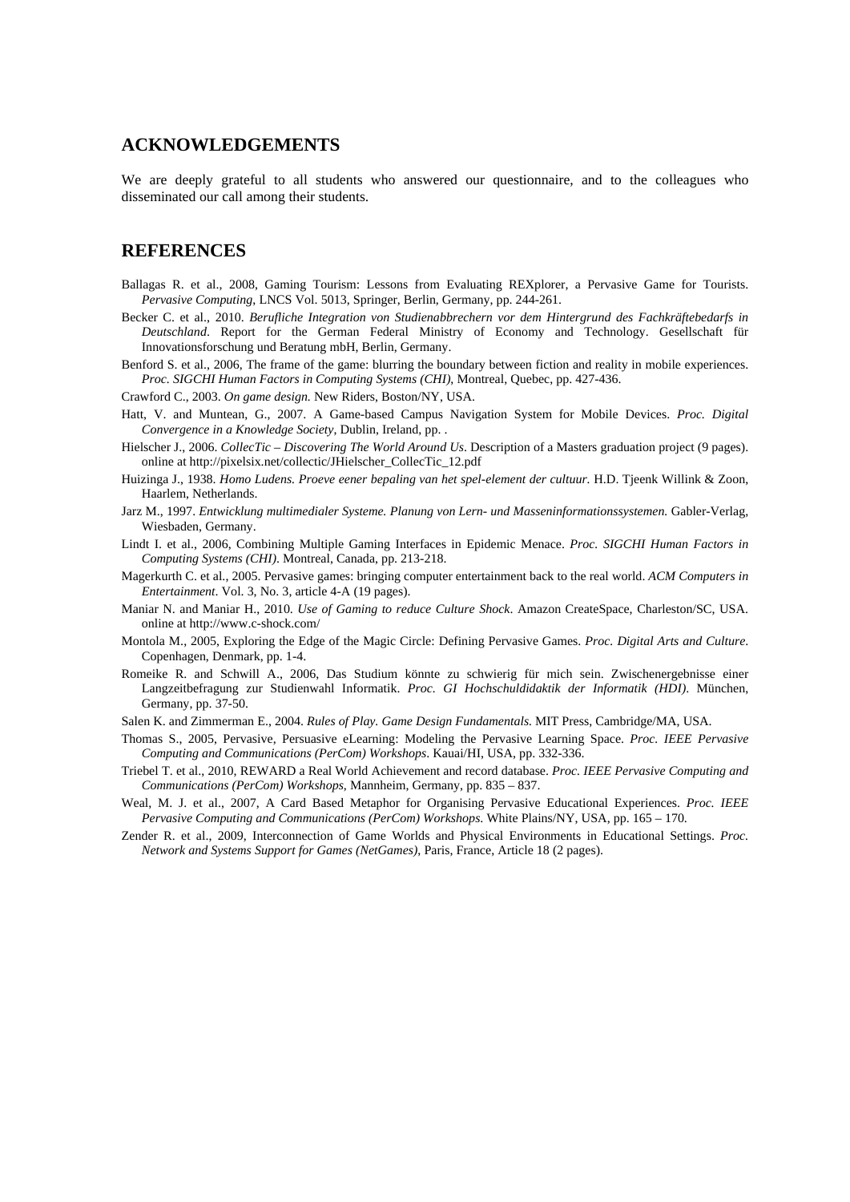## ACKNOWLEDGEMENTS

We are deeply grateful to all students who answered our questionnaire, and to the colleagues who disseminated our call among their students.

## REFERENCES

Ballagas R. et al., 2008, Gaming Tourism: Lessons from Evaluating REXplorer, a Pervasive Game for Tourists. *Pervasive Computing*, LNCS Vol. 5013, Springer, Berlin, Germany, pp. 244-261.

Becker C. et al., 2010. *Berufliche Integration von Studienabbrechern vor dem Hintergrund des Fachkräftebedarfs in Deutschland*. Report for the German Federal Ministry of Economy and Technology. Gesellschaft für Innovationsforschung und Beratung mbH, Berlin, Germany.

Benford S. et al., 2006, The frame of the game: blurring the boundary between fiction and reality in mobile experiences. *Proc. SIGCHI Human Factors in Computing Systems (CHI)*, Montreal, Quebec, pp. 427-436.

Crawford C., 2003. *On game design.* New Riders, Boston/NY, USA.

Hatt, V. and Muntean, G., 2007. A Game-based Campus Navigation System for Mobile Devices. *Proc. Digital Convergence in a Knowledge Society*, Dublin, Ireland, pp. .

Hielscher J., 2006. *CollecTic – Discovering The World Around Us*. Description of a Masters graduation project (9 pages). online at http://pixelsix.net/collectic/JHielscher_CollecTic_12.pdf

Huizinga J., 1938. *Homo Ludens. Proeve eener bepaling van het spel-element der cultuur.* H.D. Tjeenk Willink & Zoon, Haarlem, Netherlands.

Jarz M., 1997. *Entwicklung multimedialer Systeme. Planung von Lern- und Masseninformationssystemen.* Gabler-Verlag, Wiesbaden, Germany.

Lindt I. et al., 2006, Combining Multiple Gaming Interfaces in Epidemic Menace. *Proc. SIGCHI Human Factors in Computing Systems (CHI)*. Montreal, Canada, pp. 213-218.

Magerkurth C. et al., 2005. Pervasive games: bringing computer entertainment back to the real world. *ACM Computers in Entertainment*. Vol. 3, No. 3, article 4-A (19 pages).

Maniar N. and Maniar H., 2010. *Use of Gaming to reduce Culture Shock*. Amazon CreateSpace, Charleston/SC, USA. online at http://www.c-shock.com/

Montola M., 2005, Exploring the Edge of the Magic Circle: Defining Pervasive Games. *Proc. Digital Arts and Culture*. Copenhagen, Denmark, pp. 1-4.

Romeike R. and Schwill A., 2006, Das Studium könnte zu schwierig für mich sein. Zwischenergebnisse einer Langzeitbefragung zur Studienwahl Informatik. *Proc. GI Hochschuldidaktik der Informatik (HDI)*. München, Germany, pp. 37-50.

Salen K. and Zimmerman E., 2004. *Rules of Play. Game Design Fundamentals.* MIT Press, Cambridge/MA, USA.

Thomas S., 2005, Pervasive, Persuasive eLearning: Modeling the Pervasive Learning Space. *Proc. IEEE Pervasive Computing and Communications (PerCom) Workshops*. Kauai/HI, USA, pp. 332-336.

Triebel T. et al., 2010, REWARD a Real World Achievement and record database. *Proc. IEEE Pervasive Computing and Communications (PerCom) Workshops*, Mannheim, Germany, pp. 835 – 837.

Weal, M. J. et al., 2007, A Card Based Metaphor for Organising Pervasive Educational Experiences. *Proc. IEEE Pervasive Computing and Communications (PerCom) Workshops*. White Plains/NY, USA, pp. 165 – 170.

Zender R. et al., 2009, Interconnection of Game Worlds and Physical Environments in Educational Settings. *Proc. Network and Systems Support for Games (NetGames)*, Paris, France, Article 18 (2 pages).